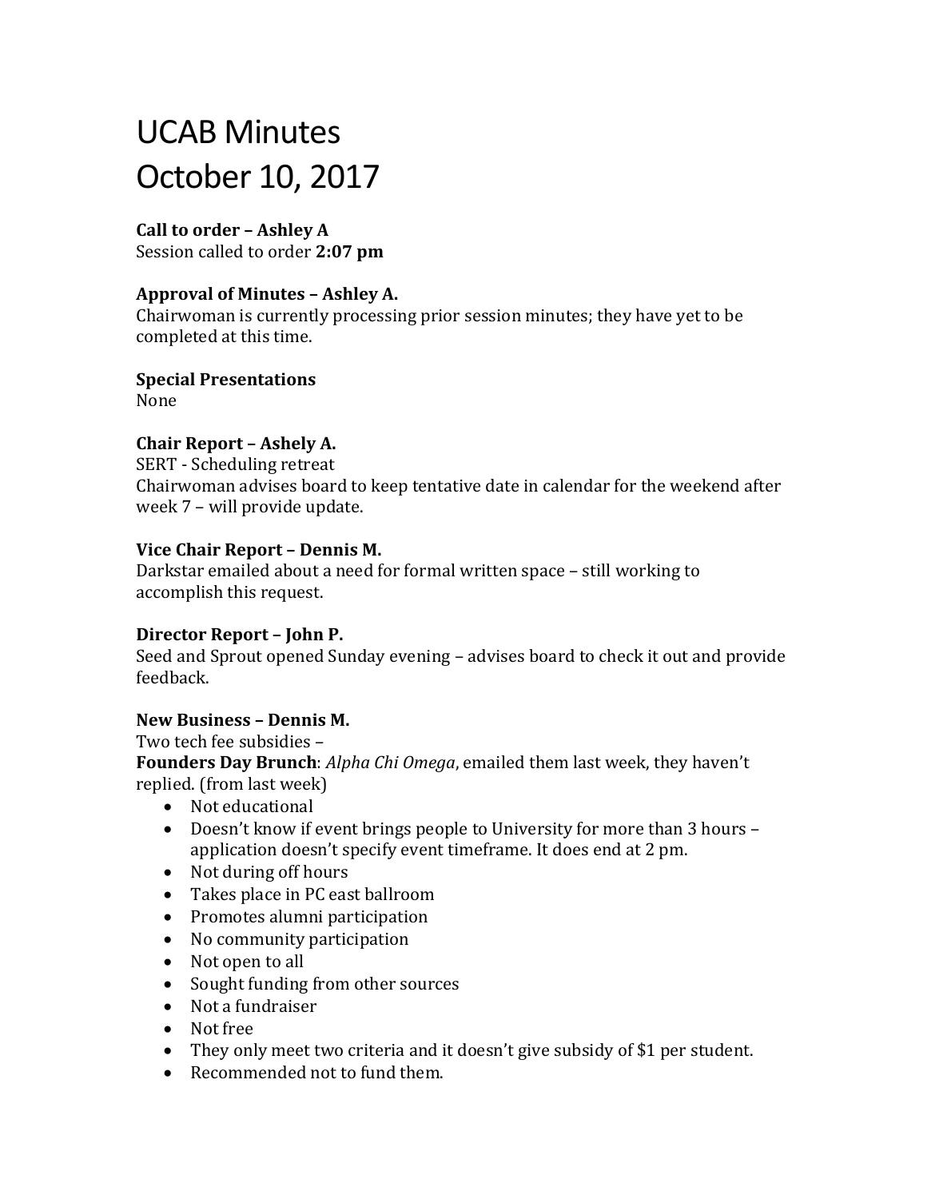# UCAB Minutes
# October 10, 2017

**Call to order – Ashley A**
Session called to order **2:07 pm**

**Approval of Minutes – Ashley A.**
Chairwoman is currently processing prior session minutes; they have yet to be completed at this time.

**Special Presentations**
None

**Chair Report – Ashely A.**
SERT - Scheduling retreat
Chairwoman advises board to keep tentative date in calendar for the weekend after week 7 – will provide update.

**Vice Chair Report – Dennis M.**
Darkstar emailed about a need for formal written space – still working to accomplish this request.

**Director Report – John P.**
Seed and Sprout opened Sunday evening – advises board to check it out and provide feedback.

**New Business – Dennis M.**
Two tech fee subsidies –
**Founders Day Brunch**: *Alpha Chi Omega*, emailed them last week, they haven't replied. (from last week)

- Not educational
- Doesn't know if event brings people to University for more than 3 hours – application doesn't specify event timeframe. It does end at 2 pm.
- Not during off hours
- Takes place in PC east ballroom
- Promotes alumni participation
- No community participation
- Not open to all
- Sought funding from other sources
- Not a fundraiser
- Not free
- They only meet two criteria and it doesn't give subsidy of $1 per student.
- Recommended not to fund them.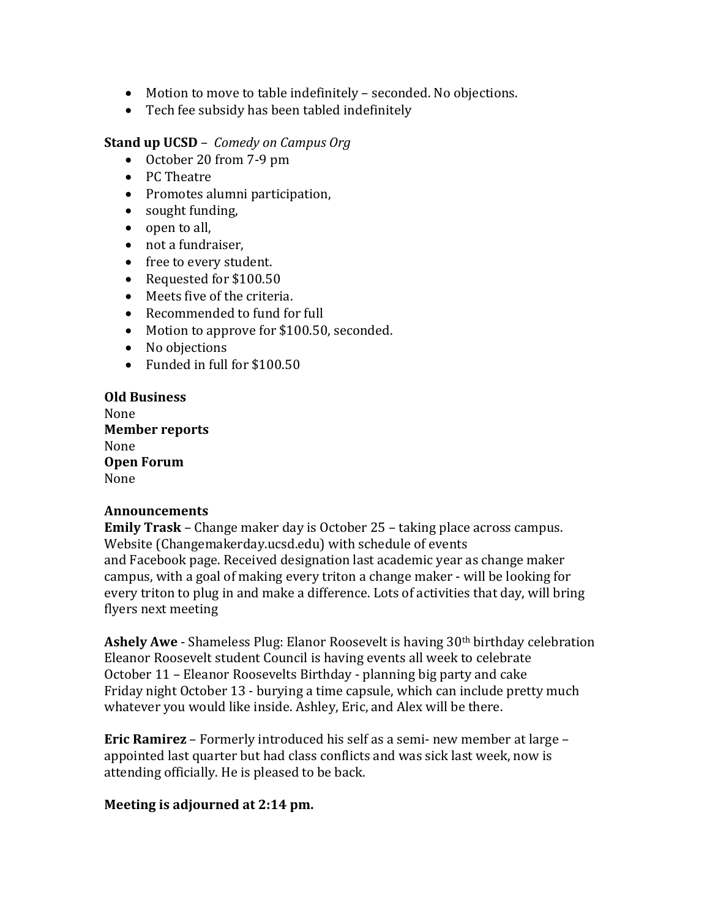- Motion to move to table indefinitely – seconded. No objections.
- Tech fee subsidy has been tabled indefinitely

**Stand up UCSD** – *Comedy on Campus Org*

- October 20 from 7-9 pm
- PC Theatre
- Promotes alumni participation,
- sought funding,
- open to all,
- not a fundraiser,
- free to every student.
- Requested for $100.50
- Meets five of the criteria.
- Recommended to fund for full
- Motion to approve for $100.50, seconded.
- No objections
- Funded in full for $100.50

**Old Business**
None
**Member reports**
None
**Open Forum**
None

**Announcements**
**Emily Trask** – Change maker day is October 25 – taking place across campus. Website (Changemakerday.ucsd.edu) with schedule of events and Facebook page. Received designation last academic year as change maker campus, with a goal of making every triton a change maker - will be looking for every triton to plug in and make a difference. Lots of activities that day, will bring flyers next meeting

**Ashely Awe** - Shameless Plug: Elanor Roosevelt is having 30th birthday celebration
Eleanor Roosevelt student Council is having events all week to celebrate
October 11 – Eleanor Roosevelts Birthday - planning big party and cake
Friday night October 13 - burying a time capsule, which can include pretty much whatever you would like inside. Ashley, Eric, and Alex will be there.

**Eric Ramirez** – Formerly introduced his self as a semi- new member at large – appointed last quarter but had class conflicts and was sick last week, now is attending officially. He is pleased to be back.

**Meeting is adjourned at 2:14 pm.**